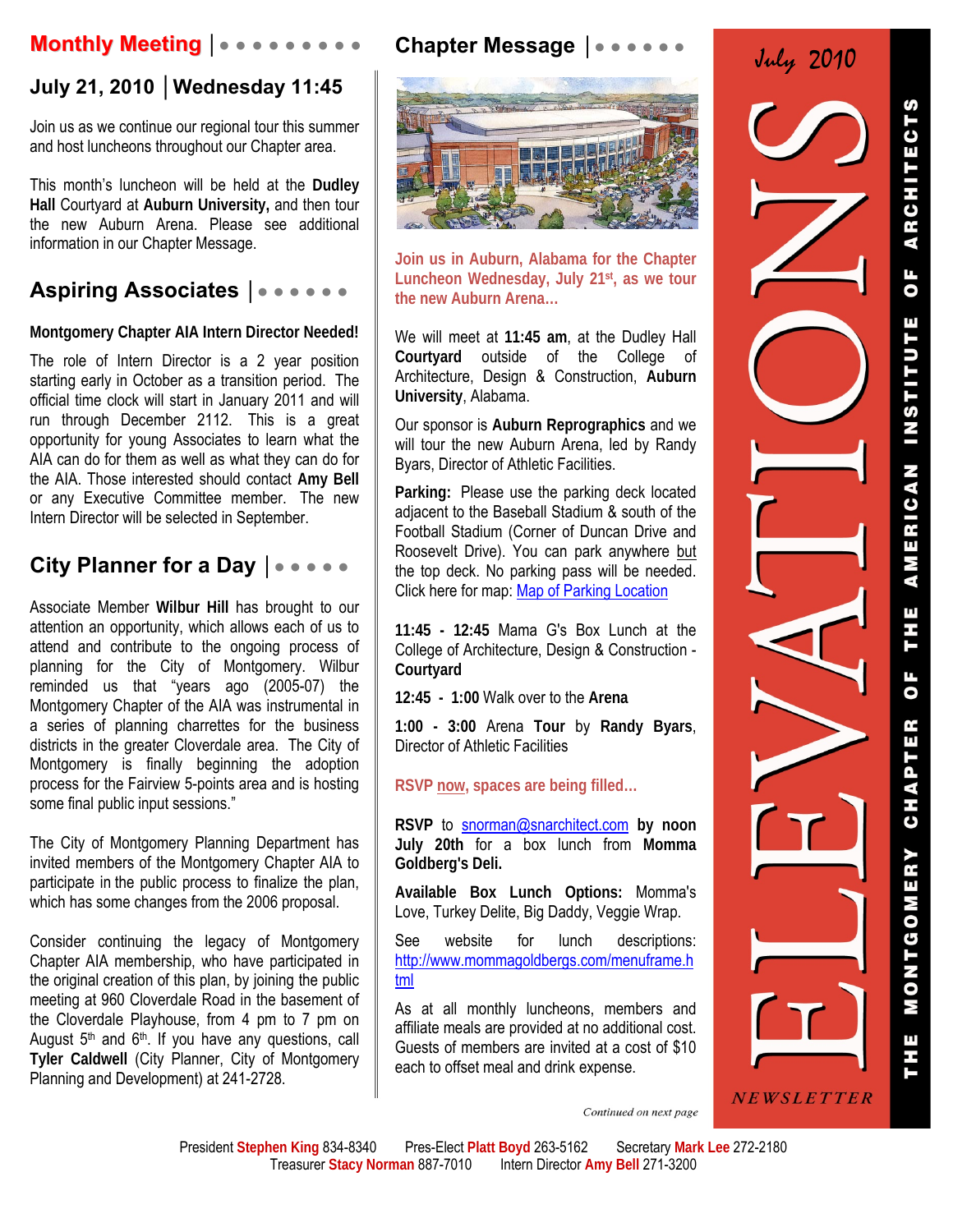# ELEVATIONS

July 2010

THE MONTGOMERY CHAPTER OF THE AMERICAN INSTITUTE OF ARCHITECTS

NEWSLETTER

## Monthly Meeting

### July 21, 2010 | Wednesday 11:45

Join us as we continue our regional tour this summer and host luncheons throughout our Chapter area.

This month's luncheon will be held at the **Dudley Hall** Courtyard at **Auburn University,** and then tour the new Auburn Arena. Please see additional information in our Chapter Message.

## Aspiring Associates

**Montgomery Chapter AIA Intern Director Needed!**

The role of Intern Director is a 2 year position starting early in October as a transition period. The official time clock will start in January 2011 and will run through December 2112. This is a great opportunity for young Associates to learn what the AIA can do for them as well as what they can do for the AIA. Those interested should contact **Amy Bell** or any Executive Committee member. The new Intern Director will be selected in September.

## City Planner for a Day

Associate Member **Wilbur Hill** has brought to our attention an opportunity, which allows each of us to attend and contribute to the ongoing process of planning for the City of Montgomery. Wilbur reminded us that "years ago (2005-07) the Montgomery Chapter of the AIA was instrumental in a series of planning charrettes for the business districts in the greater Cloverdale area. The City of Montgomery is finally beginning the adoption process for the Fairview 5-points area and is hosting some final public input sessions."

The City of Montgomery Planning Department has invited members of the Montgomery Chapter AIA to participate in the public process to finalize the plan, which has some changes from the 2006 proposal.

Consider continuing the legacy of Montgomery Chapter AIA membership, who have participated in the original creation of this plan, by joining the public meeting at 960 Cloverdale Road in the basement of the Cloverdale Playhouse, from 4 pm to 7 pm on August 5th and 6th. If you have any questions, call **Tyler Caldwell** (City Planner, City of Montgomery Planning and Development) at 241-2728.

## Chapter Message

**Join us in Auburn, Alabama for the Chapter Luncheon Wednesday, July 21st, as we tour the new Auburn Arena...**

We will meet at **11:45 am**, at the Dudley Hall **Courtyard** outside of the College of Architecture, Design & Construction, **Auburn University**, Alabama.

Our sponsor is **Auburn Reprographics** and we will tour the new Auburn Arena, led by Randy Byars, Director of Athletic Facilities.

**Parking:** Please use the parking deck located adjacent to the Baseball Stadium & south of the Football Stadium (Corner of Duncan Drive and Roosevelt Drive). You can park anywhere but the top deck. No parking pass will be needed. Click here for map: Map of Parking Location

**11:45 - 12:45** Mama G's Box Lunch at the College of Architecture, Design & Construction - **Courtyard**

**12:45 - 1:00** Walk over to the **Arena**

**1:00 - 3:00** Arena **Tour** by **Randy Byars**, Director of Athletic Facilities

**RSVP now, spaces are being filled...**

**RSVP** to snorman@snarchitect.com **by noon July 20th** for a box lunch from **Momma Goldberg's Deli.**

**Available Box Lunch Options:** Momma's Love, Turkey Delite, Big Daddy, Veggie Wrap.

See website for lunch descriptions: http://www.mommagoldbergs.com/menuframe.html

As at all monthly luncheons, members and affiliate meals are provided at no additional cost. Guests of members are invited at a cost of $10 each to offset meal and drink expense.

*Continued on next page*

President **Stephen King** 834-8340 Pres-Elect **Platt Boyd** 263-5162 Secretary **Mark Lee** 272-2180
Treasurer **Stacy Norman** 887-7010 Intern Director **Amy Bell** 271-3200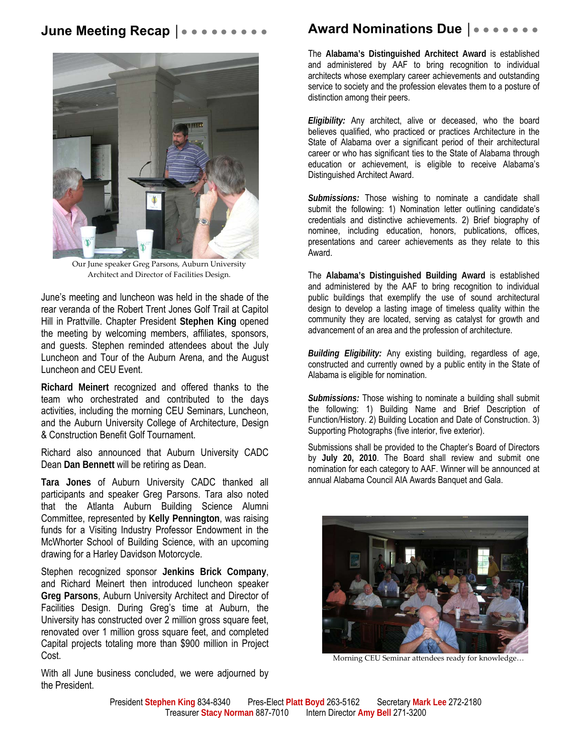## June Meeting Recap

Our June speaker Greg Parsons, Auburn University Architect and Director of Facilities Design.

June's meeting and luncheon was held in the shade of the rear veranda of the Robert Trent Jones Golf Trail at Capitol Hill in Prattville. Chapter President **Stephen King** opened the meeting by welcoming members, affiliates, sponsors, and guests. Stephen reminded attendees about the July Luncheon and Tour of the Auburn Arena, and the August Luncheon and CEU Event.

**Richard Meinert** recognized and offered thanks to the team who orchestrated and contributed to the days activities, including the morning CEU Seminars, Luncheon, and the Auburn University College of Architecture, Design & Construction Benefit Golf Tournament.

Richard also announced that Auburn University CADC Dean **Dan Bennett** will be retiring as Dean.

**Tara Jones** of Auburn University CADC thanked all participants and speaker Greg Parsons. Tara also noted that the Atlanta Auburn Building Science Alumni Committee, represented by **Kelly Pennington**, was raising funds for a Visiting Industry Professor Endowment in the McWhorter School of Building Science, with an upcoming drawing for a Harley Davidson Motorcycle.

Stephen recognized sponsor **Jenkins Brick Company**, and Richard Meinert then introduced luncheon speaker **Greg Parsons**, Auburn University Architect and Director of Facilities Design. During Greg's time at Auburn, the University has constructed over 2 million gross square feet, renovated over 1 million gross square feet, and completed Capital projects totaling more than $900 million in Project Cost.

With all June business concluded, we were adjourned by the President.

## Award Nominations Due

The **Alabama's Distinguished Architect Award** is established and administered by AAF to bring recognition to individual architects whose exemplary career achievements and outstanding service to society and the profession elevates them to a posture of distinction among their peers.

***Eligibility:*** Any architect, alive or deceased, who the board believes qualified, who practiced or practices Architecture in the State of Alabama over a significant period of their architectural career or who has significant ties to the State of Alabama through education or achievement, is eligible to receive Alabama's Distinguished Architect Award.

***Submissions:*** Those wishing to nominate a candidate shall submit the following: 1) Nomination letter outlining candidate's credentials and distinctive achievements. 2) Brief biography of nominee, including education, honors, publications, offices, presentations and career achievements as they relate to this Award.

The **Alabama's Distinguished Building Award** is established and administered by the AAF to bring recognition to individual public buildings that exemplify the use of sound architectural design to develop a lasting image of timeless quality within the community they are located, serving as catalyst for growth and advancement of an area and the profession of architecture.

***Building Eligibility:*** Any existing building, regardless of age, constructed and currently owned by a public entity in the State of Alabama is eligible for nomination.

***Submissions:*** Those wishing to nominate a building shall submit the following: 1) Building Name and Brief Description of Function/History. 2) Building Location and Date of Construction. 3) Supporting Photographs (five interior, five exterior).

Submissions shall be provided to the Chapter's Board of Directors by **July 20, 2010**. The Board shall review and submit one nomination for each category to AAF. Winner will be announced at annual Alabama Council AIA Awards Banquet and Gala.

Morning CEU Seminar attendees ready for knowledge…

President **Stephen King** 834-8340 Pres-Elect **Platt Boyd** 263-5162 Secretary **Mark Lee** 272-2180
Treasurer **Stacy Norman** 887-7010 Intern Director **Amy Bell** 271-3200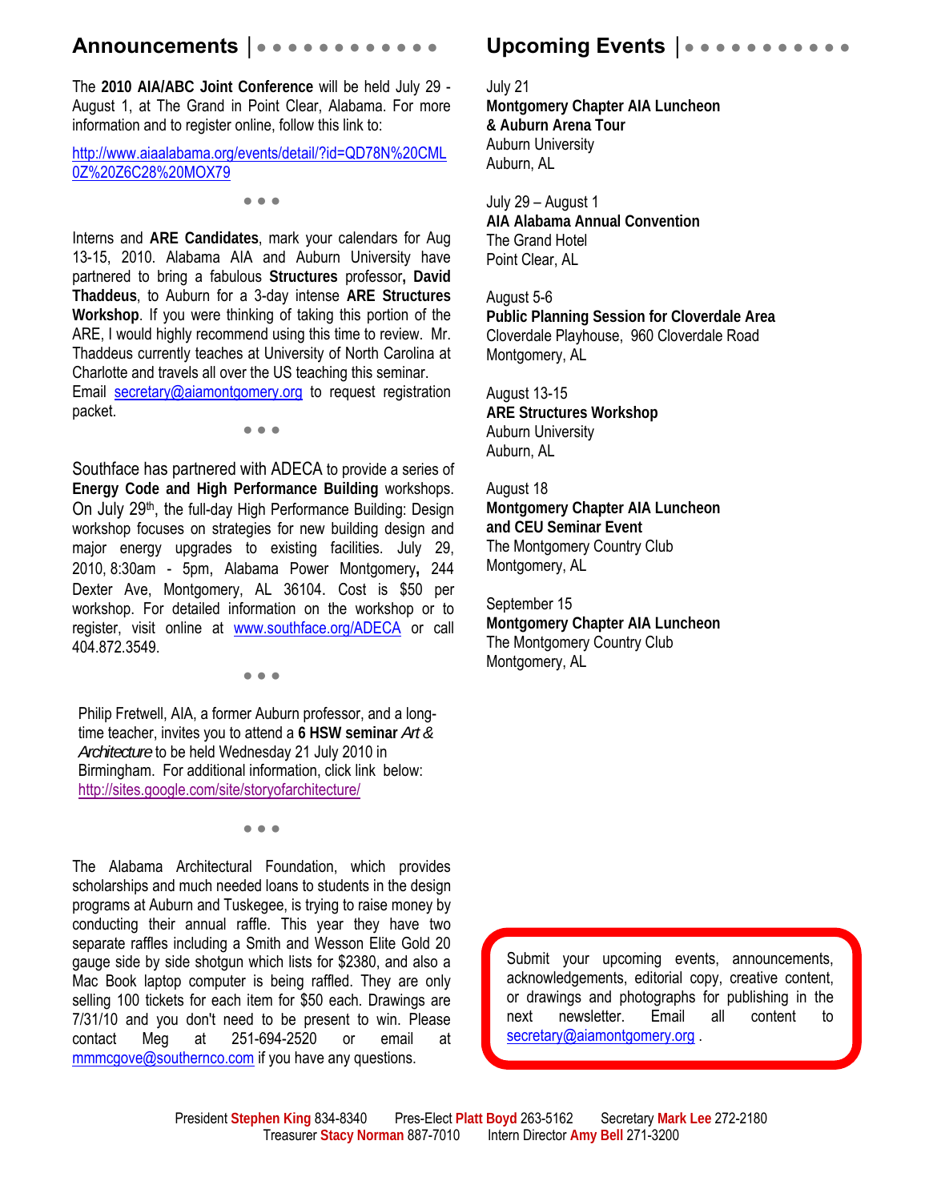## Announcements

The **2010 AIA/ABC Joint Conference** will be held July 29 - August 1, at The Grand in Point Clear, Alabama. For more information and to register online, follow this link to:

http://www.aiaalabama.org/events/detail/?id=QD78N%20CML0Z%20Z6C28%20MOX79

• • •

Interns and **ARE Candidates**, mark your calendars for Aug 13-15, 2010. Alabama AIA and Auburn University have partnered to bring a fabulous **Structures** professor**, David Thaddeus**, to Auburn for a 3-day intense **ARE Structures Workshop**. If you were thinking of taking this portion of the ARE, I would highly recommend using this time to review. Mr. Thaddeus currently teaches at University of North Carolina at Charlotte and travels all over the US teaching this seminar. Email secretary@aiamontgomery.org to request registration packet.

• • •

Southface has partnered with ADECA to provide a series of **Energy Code and High Performance Building** workshops. On July 29th, the full-day High Performance Building: Design workshop focuses on strategies for new building design and major energy upgrades to existing facilities. July 29, 2010, 8:30am - 5pm, Alabama Power Montgomery**,** 244 Dexter Ave, Montgomery, AL 36104. Cost is $50 per workshop. For detailed information on the workshop or to register, visit online at www.southface.org/ADECA or call 404.872.3549.

• • •

Philip Fretwell, AIA, a former Auburn professor, and a long-time teacher, invites you to attend a **6 HSW seminar** *Art & Architecture* to be held Wednesday 21 July 2010 in Birmingham. For additional information, click link below: http://sites.google.com/site/storyofarchitecture/

• • •

The Alabama Architectural Foundation, which provides scholarships and much needed loans to students in the design programs at Auburn and Tuskegee, is trying to raise money by conducting their annual raffle. This year they have two separate raffles including a Smith and Wesson Elite Gold 20 gauge side by side shotgun which lists for $2380, and also a Mac Book laptop computer is being raffled. They are only selling 100 tickets for each item for $50 each. Drawings are 7/31/10 and you don't need to be present to win. Please contact Meg at 251-694-2520 or email at mmmcgove@southernco.com if you have any questions.

## Upcoming Events

July 21
**Montgomery Chapter AIA Luncheon & Auburn Arena Tour**
Auburn University
Auburn, AL

July 29 – August 1
**AIA Alabama Annual Convention**
The Grand Hotel
Point Clear, AL

August 5-6
**Public Planning Session for Cloverdale Area**
Cloverdale Playhouse, 960 Cloverdale Road
Montgomery, AL

August 13-15
**ARE Structures Workshop**
Auburn University
Auburn, AL

August 18
**Montgomery Chapter AIA Luncheon and CEU Seminar Event**
The Montgomery Country Club
Montgomery, AL

September 15
**Montgomery Chapter AIA Luncheon**
The Montgomery Country Club
Montgomery, AL

Submit your upcoming events, announcements, acknowledgements, editorial copy, creative content, or drawings and photographs for publishing in the next newsletter. Email all content to secretary@aiamontgomery.org .

President **Stephen King** 834-8340 Pres-Elect **Platt Boyd** 263-5162 Secretary **Mark Lee** 272-2180
Treasurer **Stacy Norman** 887-7010 Intern Director **Amy Bell** 271-3200